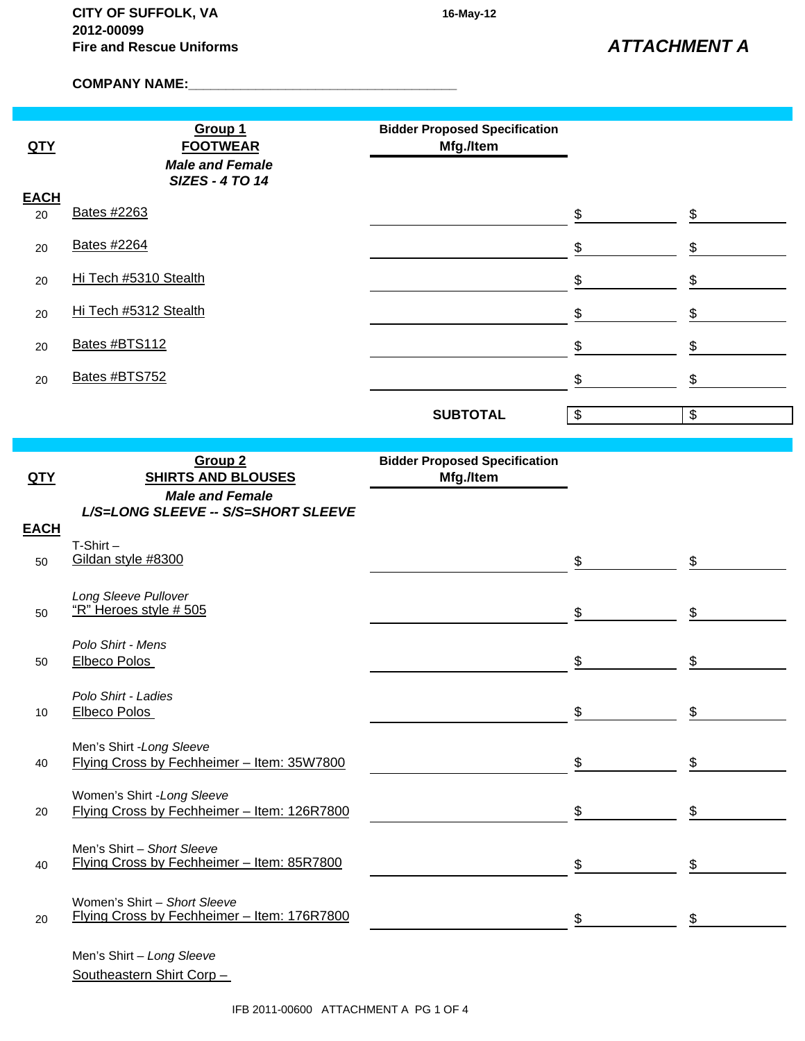**CITY OF SUFFOLK, VA**
**2012-00099**
**Fire and Rescue Uniforms**

16-May-12

***ATTACHMENT A***

**COMPANY NAME:**___________________________________

| QTY | Group 1 FOOTWEAR *Male and Female* *SIZES - 4 TO 14* | Bidder Proposed Specification Mfg./Item | | |
|---|---|---|---|---|
| **EACH** | | | | |
| 20 | Bates #2263 | | $ | $ |
| 20 | Bates #2264 | | $ | $ |
| 20 | Hi Tech #5310 Stealth | | $ | $ |
| 20 | Hi Tech #5312 Stealth | | $ | $ |
| 20 | Bates #BTS112 | | $ | $ |
| 20 | Bates #BTS752 | | $ | $ |
| | | **SUBTOTAL** | $ | $ |

| QTY | Group 2 SHIRTS AND BLOUSES *Male and Female* *L/S=LONG SLEEVE -- S/S=SHORT SLEEVE* | Bidder Proposed Specification Mfg./Item | | |
|---|---|---|---|---|
| **EACH** | | | | |
| 50 | T-Shirt – Gildan style #8300 | | $ | $ |
| 50 | *Long Sleeve Pullover* "R" Heroes style # 505 | | $ | $ |
| 50 | *Polo Shirt - Mens* Elbeco Polos | | $ | $ |
| 10 | *Polo Shirt - Ladies* Elbeco Polos | | $ | $ |
| 40 | Men's Shirt -*Long Sleeve* Flying Cross by Fechheimer – Item: 35W7800 | | $ | $ |
| 20 | Women's Shirt -*Long Sleeve* Flying Cross by Fechheimer – Item: 126R7800 | | $ | $ |
| 40 | Men's Shirt – *Short Sleeve* Flying Cross by Fechheimer – Item: 85R7800 | | $ | $ |
| 20 | Women's Shirt – *Short Sleeve* Flying Cross by Fechheimer – Item: 176R7800 | | $ | $ |
| | Men's Shirt – *Long Sleeve* Southeastern Shirt Corp – | | | |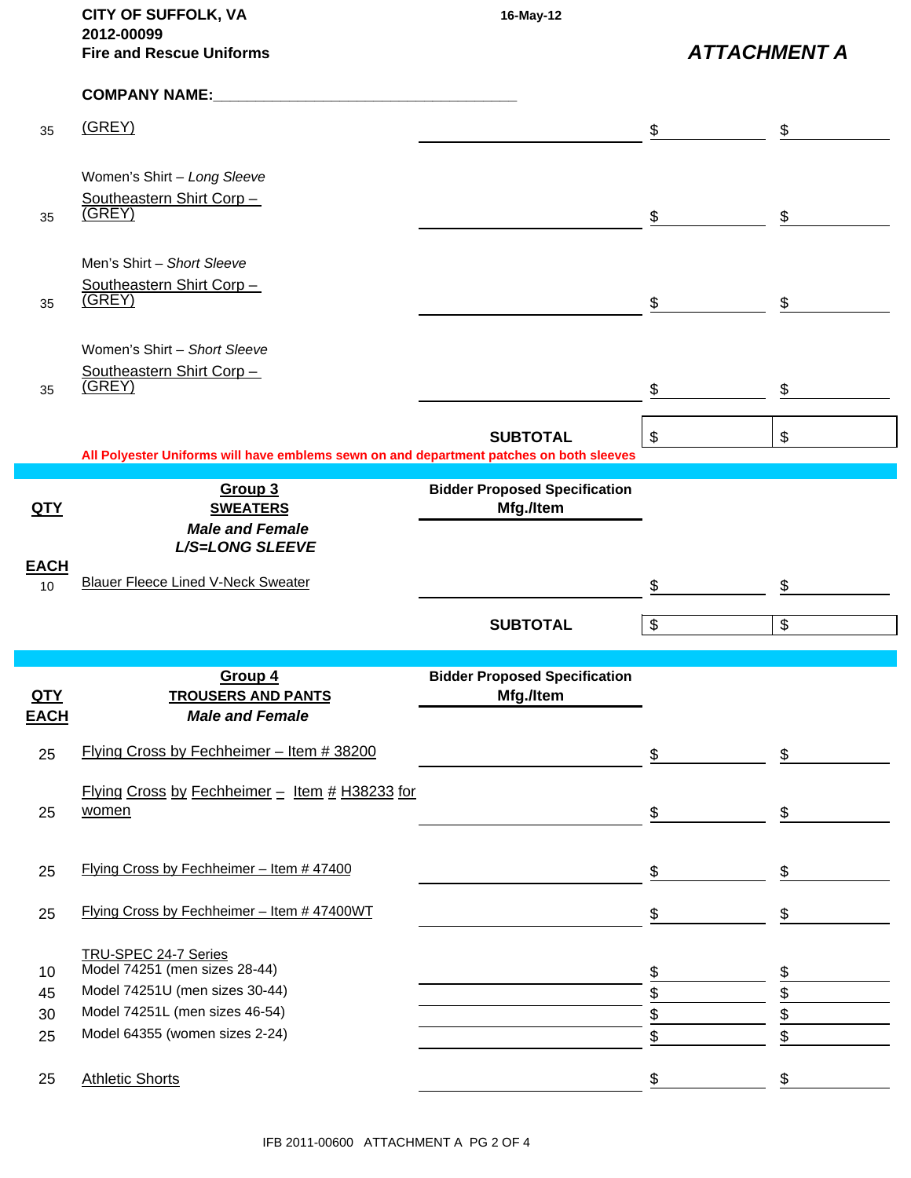**CITY OF SUFFOLK, VA**
**2012-00099**
**Fire and Rescue Uniforms**

16-May-12

***ATTACHMENT A***

**COMPANY NAME:**___________________________________

| QTY | Item | Bidder Proposed Specification Mfg./Item | | |
|---|---|---|---|---|
| 35 | (GREY) | | $ | $ |
| 35 | Women's Shirt – *Long Sleeve* Southeastern Shirt Corp – (GREY) | | $ | $ |
| 35 | Men's Shirt – *Short Sleeve* Southeastern Shirt Corp – (GREY) | | $ | $ |
| 35 | Women's Shirt – *Short Sleeve* Southeastern Shirt Corp – (GREY) | | $ | $ |
| | | **SUBTOTAL** | $ | $ |

**All Polyester Uniforms will have emblems sewn on and department patches on both sleeves**

| QTY EACH | Group 3 SWEATERS *Male and Female* *L/S=LONG SLEEVE* | Bidder Proposed Specification Mfg./Item | | |
|---|---|---|---|---|
| 10 | Blauer Fleece Lined V-Neck Sweater | | $ | $ |
| | | **SUBTOTAL** | $ | $ |

| QTY EACH | Group 4 TROUSERS AND PANTS *Male and Female* | Bidder Proposed Specification Mfg./Item | | |
|---|---|---|---|---|
| 25 | Flying Cross by Fechheimer – Item # 38200 | | $ | $ |
| 25 | Flying Cross by Fechheimer – Item # H38233 for women | | $ | $ |
| 25 | Flying Cross by Fechheimer – Item # 47400 | | $ | $ |
| 25 | Flying Cross by Fechheimer – Item # 47400WT | | $ | $ |
| | TRU-SPEC 24-7 Series | | | |
| 10 | Model 74251 (men sizes 28-44) | | $ | $ |
| 45 | Model 74251U (men sizes 30-44) | | $ | $ |
| 30 | Model 74251L (men sizes 46-54) | | $ | $ |
| 25 | Model 64355 (women sizes 2-24) | | $ | $ |
| 25 | Athletic Shorts | | $ | $ |

IFB 2011-00600 ATTACHMENT A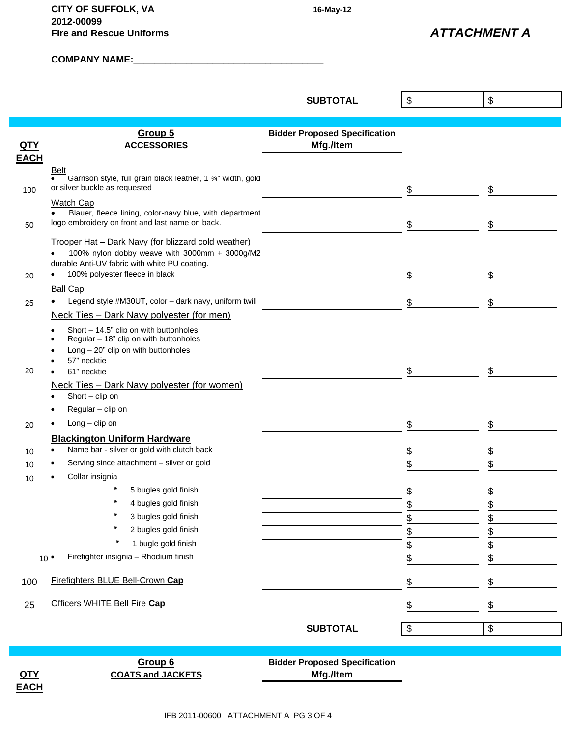**CITY OF SUFFOLK, VA**
**2012-00099**
**Fire and Rescue Uniforms**

16-May-12

***ATTACHMENT A***

**COMPANY NAME:___________________________________**

| | | **SUBTOTAL** | $ | $ |
|---|---|---|---|---|

| QTY EACH | Group 5 ACCESSORIES | Bidder Proposed Specification Mfg./Item | | |
|---|---|---|---|---|
| 100 | Belt<br>• Garrison style, full grain black leather, 1 ¾" width, gold or silver buckle as requested | | $ | $ |
| 50 | Watch Cap<br>• Blauer, fleece lining, color-navy blue, with department logo embroidery on front and last name on back. | | $ | $ |
| 20 | Trooper Hat – Dark Navy (for blizzard cold weather)<br>• 100% nylon dobby weave with 3000mm + 3000g/M2 durable Anti-UV fabric with white PU coating.<br>• 100% polyester fleece in black | | $ | $ |
| 25 | Ball Cap<br>• Legend style #M30UT, color – dark navy, uniform twill | | $ | $ |
| 20 | Neck Ties – Dark Navy polyester (for men)<br>• Short – 14.5" clip on with buttonholes<br>• Regular – 18" clip on with buttonholes<br>• Long – 20" clip on with buttonholes<br>• 57" necktie<br>• 61" necktie | | $ | $ |
| 20 | Neck Ties – Dark Navy polyester (for women)<br>• Short – clip on<br>• Regular – clip on<br>• Long – clip on | | $ | $ |
| | **Blackington Uniform Hardware** | | | |
| 10 | • Name bar - silver or gold with clutch back | | $ | $ |
| 10 | • Serving since attachment – silver or gold | | $ | $ |
| 10 | • Collar insignia | | | |
| | * 5 bugles gold finish | | $ | $ |
| | * 4 bugles gold finish | | $ | $ |
| | * 3 bugles gold finish | | $ | $ |
| | * 2 bugles gold finish | | $ | $ |
| | * 1 bugle gold finish | | $ | $ |
| 10 | • Firefighter insignia – Rhodium finish | | $ | $ |
| 100 | Firefighters BLUE Bell-Crown **Cap** | | $ | $ |
| 25 | Officers WHITE Bell Fire **Cap** | | $ | $ |
| | | **SUBTOTAL** | $ | $ |

| QTY EACH | Group 6 COATS and JACKETS | Bidder Proposed Specification Mfg./Item |
|---|---|---|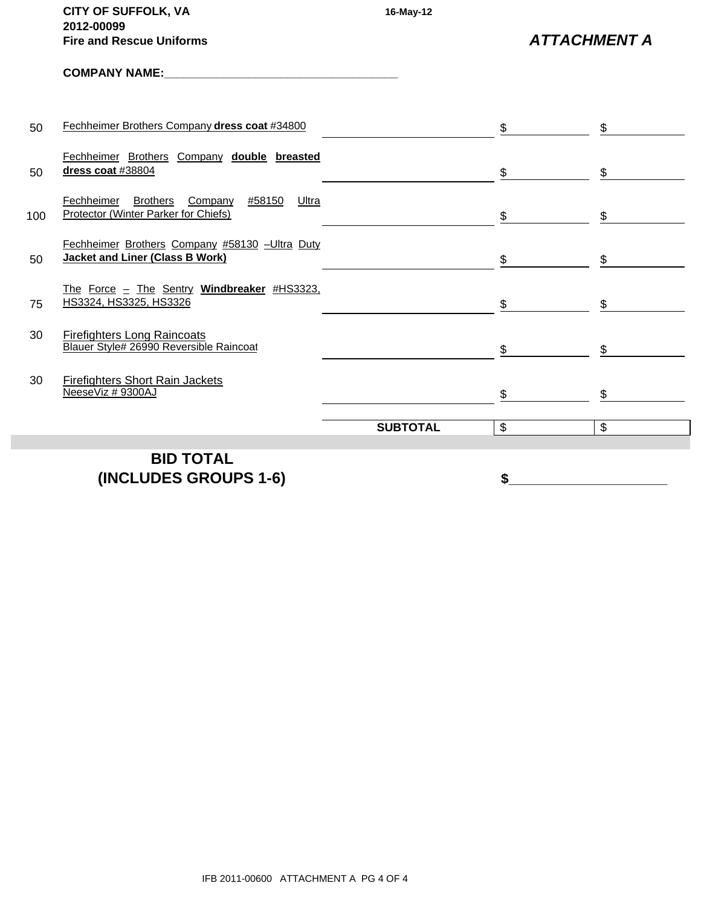**CITY OF SUFFOLK, VA** **16-May-12**
**2012-00099**
**Fire and Rescue Uniforms**

***ATTACHMENT A***

**COMPANY NAME:\_\_\_\_\_\_\_\_\_\_\_\_\_\_\_\_\_\_\_\_\_\_\_\_\_\_\_\_\_\_\_\_\_\_\_\_**

| | | | | |
|---|---|---|---|---|
| 50 | Fechheimer Brothers Company **dress coat** #34800 | | $ | $ |
| 50 | Fechheimer Brothers Company **double breasted dress coat** #38804 | | $ | $ |
| 100 | Fechheimer Brothers Company #58150 Ultra Protector (Winter Parker for Chiefs) | | $ | $ |
| 50 | Fechheimer Brothers Company #58130 –Ultra Duty **Jacket and Liner (Class B Work)** | | $ | $ |
| 75 | The Force – The Sentry **Windbreaker** #HS3323, HS3324, HS3325, HS3326 | | $ | $ |
| 30 | Firefighters Long Raincoats<br>Blauer Style# 26990 Reversible Raincoat | | $ | $ |
| 30 | Firefighters Short Rain Jackets<br>NeeseViz # 9300AJ | | $ | $ |
| | | **SUBTOTAL** | $ | $ |

**BID TOTAL**
**(INCLUDES GROUPS 1-6)** **$\_\_\_\_\_\_\_\_\_\_\_\_\_\_\_\_\_\_\_\_\_\_**

IFB 2011-00600 ATTACHMENT A PG 4 OF 4